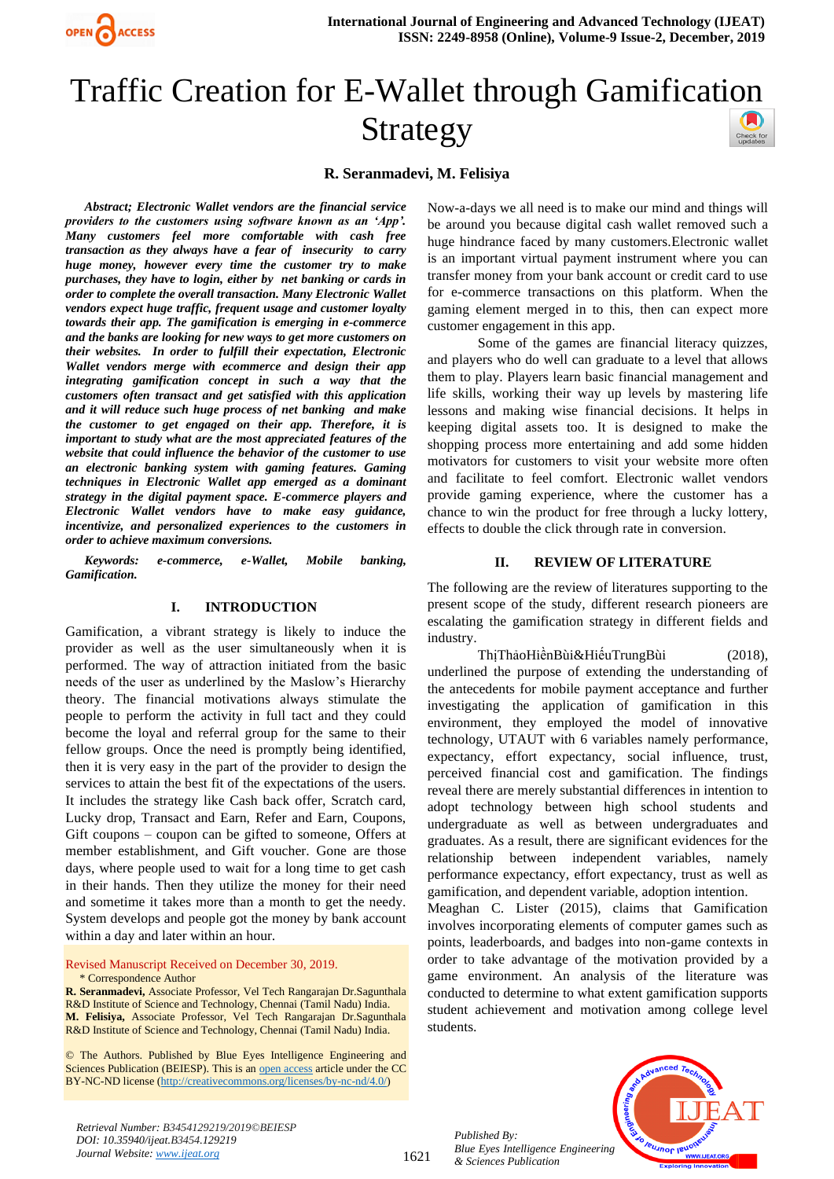# Traffic Creation for E-Wallet through Gamification Strategy

**R. Seranmadevi, M. Felisiya**

***Abstract; Electronic Wallet vendors are the financial service providers to the customers using software known as an 'App'. Many customers feel more comfortable with cash free transaction as they always have a fear of insecurity to carry huge money, however every time the customer try to make purchases, they have to login, either by net banking or cards in order to complete the overall transaction. Many Electronic Wallet vendors expect huge traffic, frequent usage and customer loyalty towards their app. The gamification is emerging in e-commerce and the banks are looking for new ways to get more customers on their websites. In order to fulfill their expectation, Electronic Wallet vendors merge with ecommerce and design their app integrating gamification concept in such a way that the customers often transact and get satisfied with this application and it will reduce such huge process of net banking and make the customer to get engaged on their app. Therefore, it is important to study what are the most appreciated features of the website that could influence the behavior of the customer to use an electronic banking system with gaming features. Gaming techniques in Electronic Wallet app emerged as a dominant strategy in the digital payment space. E-commerce players and Electronic Wallet vendors have to make easy guidance, incentivize, and personalized experiences to the customers in order to achieve maximum conversions.***

***Keywords: e-commerce, e-Wallet, Mobile banking, Gamification.***

## I. INTRODUCTION

Gamification, a vibrant strategy is likely to induce the provider as well as the user simultaneously when it is performed. The way of attraction initiated from the basic needs of the user as underlined by the Maslow's Hierarchy theory. The financial motivations always stimulate the people to perform the activity in full tact and they could become the loyal and referral group for the same to their fellow groups. Once the need is promptly being identified, then it is very easy in the part of the provider to design the services to attain the best fit of the expectations of the users. It includes the strategy like Cash back offer, Scratch card, Lucky drop, Transact and Earn, Refer and Earn, Coupons, Gift coupons – coupon can be gifted to someone, Offers at member establishment, and Gift voucher. Gone are those days, where people used to wait for a long time to get cash in their hands. Then they utilize the money for their need and sometime it takes more than a month to get the needy. System develops and people got the money by bank account within a day and later within an hour.

Revised Manuscript Received on December 30, 2019.

\* Correspondence Author

**R. Seranmadevi,** Associate Professor, Vel Tech Rangarajan Dr.Saguntha1a R&D Institute of Science and Technology, Chennai (Tamil Nadu) India.

**M. Felisiya,** Associate Professor, Vel Tech Rangarajan Dr.Saguntha1a R&D Institute of Science and Technology, Chennai (Tamil Nadu) India.

© The Authors. Published by Blue Eyes Intelligence Engineering and Sciences Publication (BEIESP). This is an open access article under the CC BY-NC-ND license (http://creativecommons.org/licenses/by-nc-nd/4.0/)

Now-a-days we all need is to make our mind and things will be around you because digital cash wallet removed such a huge hindrance faced by many customers.Electronic wallet is an important virtual payment instrument where you can transfer money from your bank account or credit card to use for e-commerce transactions on this platform. When the gaming element merged in to this, then can expect more customer engagement in this app.

Some of the games are financial literacy quizzes, and players who do well can graduate to a level that allows them to play. Players learn basic financial management and life skills, working their way up levels by mastering life lessons and making wise financial decisions. It helps in keeping digital assets too. It is designed to make the shopping process more entertaining and add some hidden motivators for customers to visit your website more often and facilitate to feel comfort. Electronic wallet vendors provide gaming experience, where the customer has a chance to win the product for free through a lucky lottery, effects to double the click through rate in conversion.

## II. REVIEW OF LITERATURE

The following are the review of literatures supporting to the present scope of the study, different research pioneers are escalating the gamification strategy in different fields and industry.

ThịThảoHiềnBùi&HiếuTrungBùi (2018), underlined the purpose of extending the understanding of the antecedents for mobile payment acceptance and further investigating the application of gamification in this environment, they employed the model of innovative technology, UTAUT with 6 variables namely performance, expectancy, effort expectancy, social influence, trust, perceived financial cost and gamification. The findings reveal there are merely substantial differences in intention to adopt technology between high school students and undergraduate as well as between undergraduates and graduates. As a result, there are significant evidences for the relationship between independent variables, namely performance expectancy, effort expectancy, trust as well as gamification, and dependent variable, adoption intention.

Meaghan C. Lister (2015), claims that Gamification involves incorporating elements of computer games such as points, leaderboards, and badges into non-game contexts in order to take advantage of the motivation provided by a game environment. An analysis of the literature was conducted to determine to what extent gamification supports student achievement and motivation among college level students.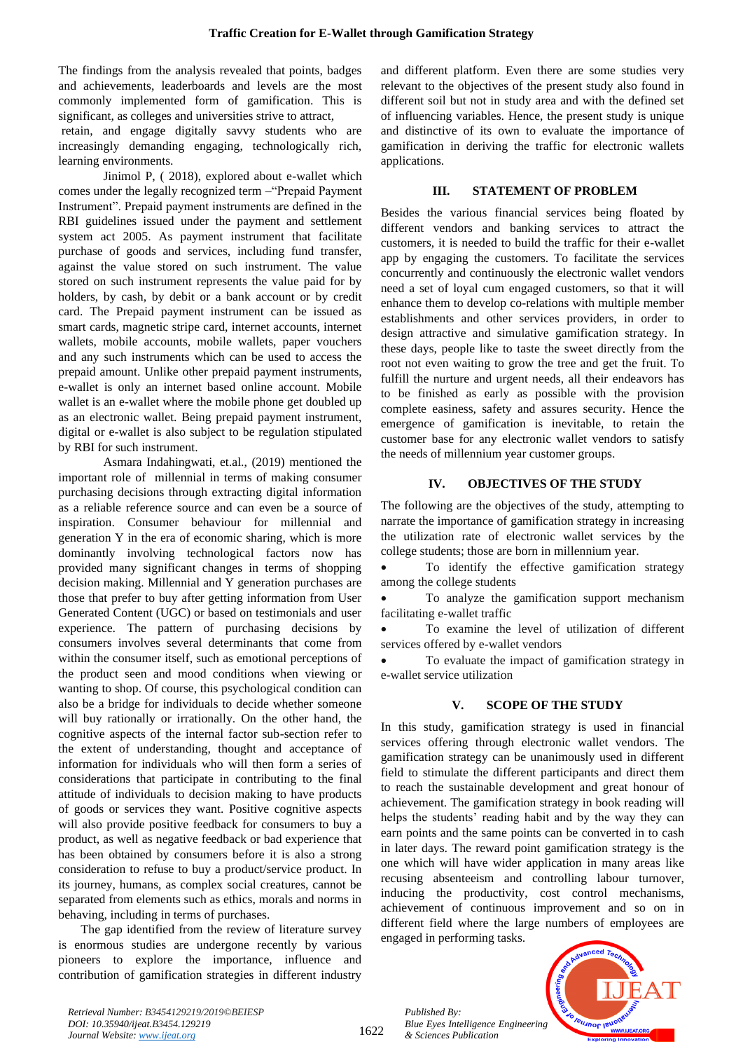The findings from the analysis revealed that points, badges and achievements, leaderboards and levels are the most commonly implemented form of gamification. This is significant, as colleges and universities strive to attract, retain, and engage digitally savvy students who are increasingly demanding engaging, technologically rich, learning environments.

Jinimol P, ( 2018), explored about e-wallet which comes under the legally recognized term –"Prepaid Payment Instrument". Prepaid payment instruments are defined in the RBI guidelines issued under the payment and settlement system act 2005. As payment instrument that facilitate purchase of goods and services, including fund transfer, against the value stored on such instrument. The value stored on such instrument represents the value paid for by holders, by cash, by debit or a bank account or by credit card. The Prepaid payment instrument can be issued as smart cards, magnetic stripe card, internet accounts, internet wallets, mobile accounts, mobile wallets, paper vouchers and any such instruments which can be used to access the prepaid amount. Unlike other prepaid payment instruments, e-wallet is only an internet based online account. Mobile wallet is an e-wallet where the mobile phone get doubled up as an electronic wallet. Being prepaid payment instrument, digital or e-wallet is also subject to be regulation stipulated by RBI for such instrument.

Asmara Indahingwati, et.al., (2019) mentioned the important role of millennial in terms of making consumer purchasing decisions through extracting digital information as a reliable reference source and can even be a source of inspiration. Consumer behaviour for millennial and generation Y in the era of economic sharing, which is more dominantly involving technological factors now has provided many significant changes in terms of shopping decision making. Millennial and Y generation purchases are those that prefer to buy after getting information from User Generated Content (UGC) or based on testimonials and user experience. The pattern of purchasing decisions by consumers involves several determinants that come from within the consumer itself, such as emotional perceptions of the product seen and mood conditions when viewing or wanting to shop. Of course, this psychological condition can also be a bridge for individuals to decide whether someone will buy rationally or irrationally. On the other hand, the cognitive aspects of the internal factor sub-section refer to the extent of understanding, thought and acceptance of information for individuals who will then form a series of considerations that participate in contributing to the final attitude of individuals to decision making to have products of goods or services they want. Positive cognitive aspects will also provide positive feedback for consumers to buy a product, as well as negative feedback or bad experience that has been obtained by consumers before it is also a strong consideration to refuse to buy a product/service product. In its journey, humans, as complex social creatures, cannot be separated from elements such as ethics, morals and norms in behaving, including in terms of purchases.

The gap identified from the review of literature survey is enormous studies are undergone recently by various pioneers to explore the importance, influence and contribution of gamification strategies in different industry and different platform. Even there are some studies very relevant to the objectives of the present study also found in different soil but not in study area and with the defined set of influencing variables. Hence, the present study is unique and distinctive of its own to evaluate the importance of gamification in deriving the traffic for electronic wallets applications.

## III. STATEMENT OF PROBLEM

Besides the various financial services being floated by different vendors and banking services to attract the customers, it is needed to build the traffic for their e-wallet app by engaging the customers. To facilitate the services concurrently and continuously the electronic wallet vendors need a set of loyal cum engaged customers, so that it will enhance them to develop co-relations with multiple member establishments and other services providers, in order to design attractive and simulative gamification strategy. In these days, people like to taste the sweet directly from the root not even waiting to grow the tree and get the fruit. To fulfill the nurture and urgent needs, all their endeavors has to be finished as early as possible with the provision complete easiness, safety and assures security. Hence the emergence of gamification is inevitable, to retain the customer base for any electronic wallet vendors to satisfy the needs of millennium year customer groups.

## IV. OBJECTIVES OF THE STUDY

The following are the objectives of the study, attempting to narrate the importance of gamification strategy in increasing the utilization rate of electronic wallet services by the college students; those are born in millennium year.

- To identify the effective gamification strategy among the college students
- To analyze the gamification support mechanism facilitating e-wallet traffic
- To examine the level of utilization of different services offered by e-wallet vendors
- To evaluate the impact of gamification strategy in e-wallet service utilization

## V. SCOPE OF THE STUDY

In this study, gamification strategy is used in financial services offering through electronic wallet vendors. The gamification strategy can be unanimously used in different field to stimulate the different participants and direct them to reach the sustainable development and great honour of achievement. The gamification strategy in book reading will helps the students' reading habit and by the way they can earn points and the same points can be converted in to cash in later days. The reward point gamification strategy is the one which will have wider application in many areas like recusing absenteeism and controlling labour turnover, inducing the productivity, cost control mechanisms, achievement of continuous improvement and so on in different field where the large numbers of employees are engaged in performing tasks.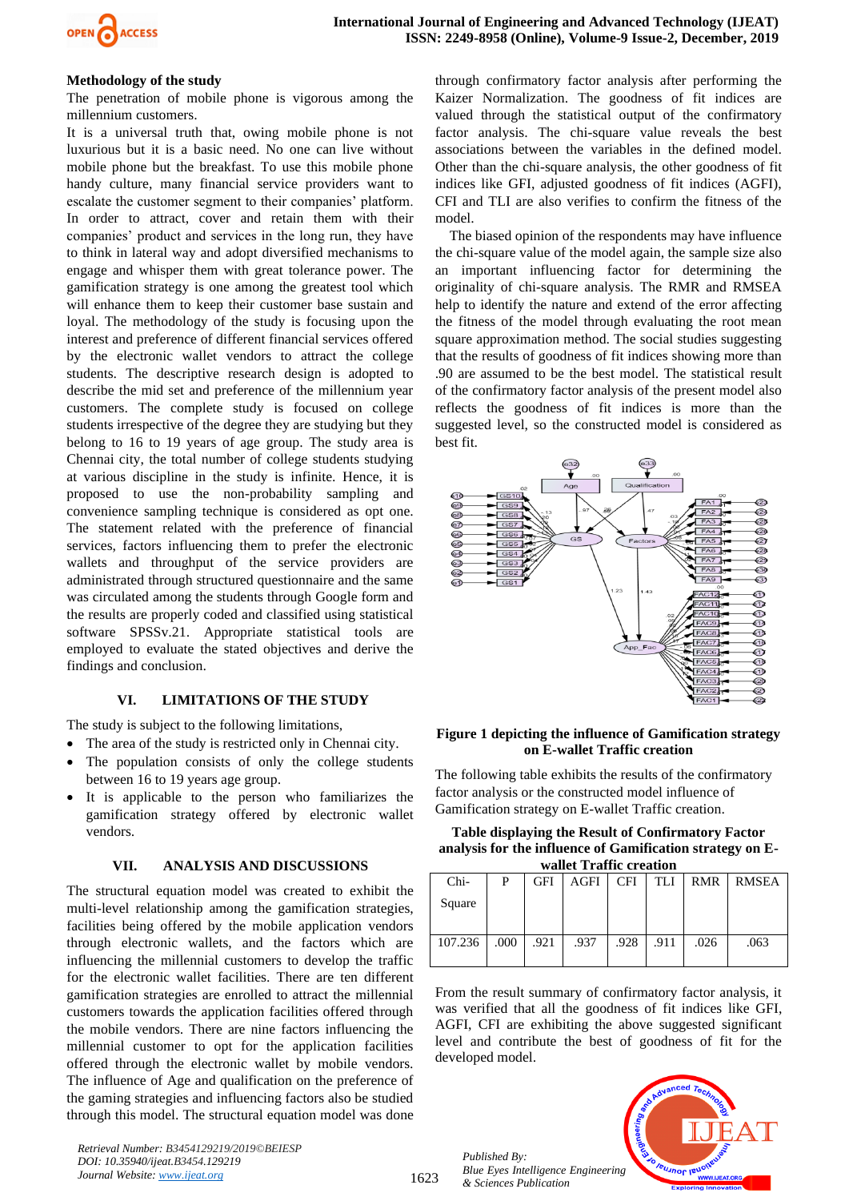**Methodology of the study**

The penetration of mobile phone is vigorous among the millennium customers.

It is a universal truth that, owing mobile phone is not luxurious but it is a basic need. No one can live without mobile phone but the breakfast. To use this mobile phone handy culture, many financial service providers want to escalate the customer segment to their companies' platform. In order to attract, cover and retain them with their companies' product and services in the long run, they have to think in lateral way and adopt diversified mechanisms to engage and whisper them with great tolerance power. The gamification strategy is one among the greatest tool which will enhance them to keep their customer base sustain and loyal. The methodology of the study is focusing upon the interest and preference of different financial services offered by the electronic wallet vendors to attract the college students. The descriptive research design is adopted to describe the mid set and preference of the millennium year customers. The complete study is focused on college students irrespective of the degree they are studying but they belong to 16 to 19 years of age group. The study area is Chennai city, the total number of college students studying at various discipline in the study is infinite. Hence, it is proposed to use the non-probability sampling and convenience sampling technique is considered as opt one. The statement related with the preference of financial services, factors influencing them to prefer the electronic wallets and throughput of the service providers are administrated through structured questionnaire and the same was circulated among the students through Google form and the results are properly coded and classified using statistical software SPSSv.21. Appropriate statistical tools are employed to evaluate the stated objectives and derive the findings and conclusion.

## VI. LIMITATIONS OF THE STUDY

The study is subject to the following limitations,

- The area of the study is restricted only in Chennai city.
- The population consists of only the college students between 16 to 19 years age group.
- It is applicable to the person who familiarizes the gamification strategy offered by electronic wallet vendors.

## VII. ANALYSIS AND DISCUSSIONS

The structural equation model was created to exhibit the multi-level relationship among the gamification strategies, facilities being offered by the mobile application vendors through electronic wallets, and the factors which are influencing the millennial customers to develop the traffic for the electronic wallet facilities. There are ten different gamification strategies are enrolled to attract the millennial customers towards the application facilities offered through the mobile vendors. There are nine factors influencing the millennial customer to opt for the application facilities offered through the electronic wallet by mobile vendors. The influence of Age and qualification on the preference of the gaming strategies and influencing factors also be studied through this model. The structural equation model was done through confirmatory factor analysis after performing the Kaizer Normalization. The goodness of fit indices are valued through the statistical output of the confirmatory factor analysis. The chi-square value reveals the best associations between the variables in the defined model. Other than the chi-square analysis, the other goodness of fit indices like GFI, adjusted goodness of fit indices (AGFI), CFI and TLI are also verifies to confirm the fitness of the model.

The biased opinion of the respondents may have influence the chi-square value of the model again, the sample size also an important influencing factor for determining the originality of chi-square analysis. The RMR and RMSEA help to identify the nature and extend of the error affecting the fitness of the model through evaluating the root mean square approximation method. The social studies suggesting that the results of goodness of fit indices showing more than .90 are assumed to be the best model. The statistical result of the confirmatory factor analysis of the present model also reflects the goodness of fit indices is more than the suggested level, so the constructed model is considered as best fit.

**Figure 1 depicting the influence of Gamification strategy on E-wallet Traffic creation**

The following table exhibits the results of the confirmatory factor analysis or the constructed model influence of Gamification strategy on E-wallet Traffic creation.

**Table displaying the Result of Confirmatory Factor analysis for the influence of Gamification strategy on E-wallet Traffic creation**

| Chi-Square | P | GFI | AGFI | CFI | TLI | RMR | RMSEA |
|---|---|---|---|---|---|---|---|
| 107.236 | .000 | .921 | .937 | .928 | .911 | .026 | .063 |

From the result summary of confirmatory factor analysis, it was verified that all the goodness of fit indices like GFI, AGFI, CFI are exhibiting the above suggested significant level and contribute the best of goodness of fit for the developed model.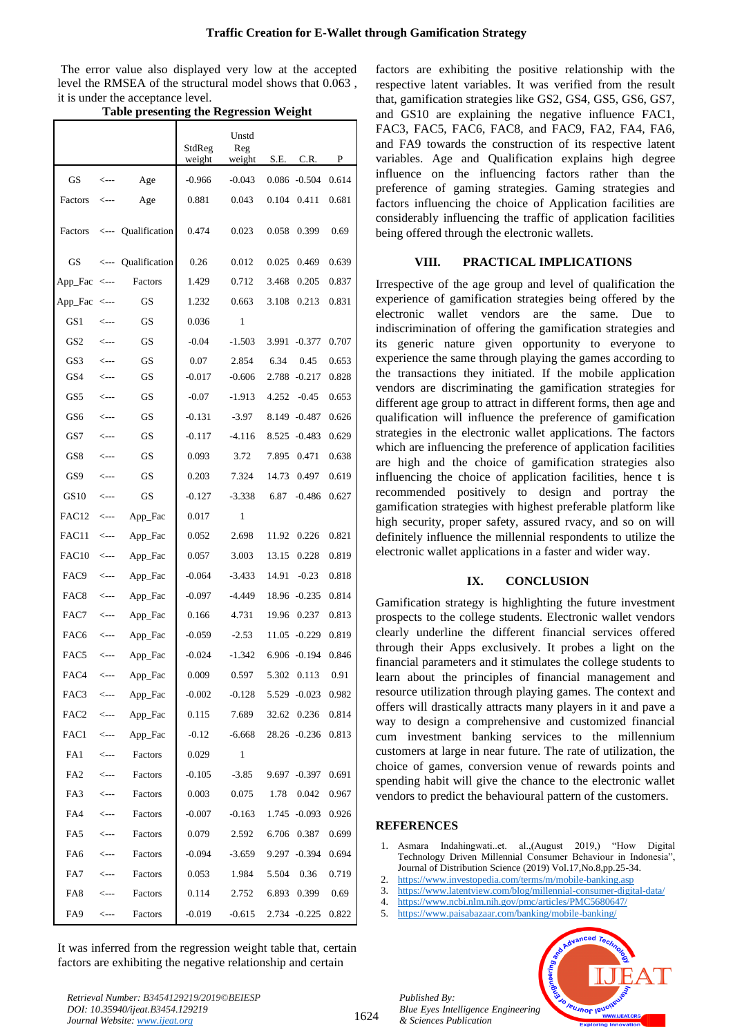The error value also displayed very low at the accepted level the RMSEA of the structural model shows that 0.063 , it is under the acceptance level.

**Table presenting the Regression Weight**

| | | | StdReg weight | Unstd Reg weight | S.E. | C.R. | P |
|---|---|---|---|---|---|---|---|
| GS | <--- | Age | -0.966 | -0.043 | 0.086 | -0.504 | 0.614 |
| Factors | <--- | Age | 0.881 | 0.043 | 0.104 | 0.411 | 0.681 |
| Factors | <--- | Qualification | 0.474 | 0.023 | 0.058 | 0.399 | 0.69 |
| GS | <--- | Qualification | 0.26 | 0.012 | 0.025 | 0.469 | 0.639 |
| App_Fac | <--- | Factors | 1.429 | 0.712 | 3.468 | 0.205 | 0.837 |
| App_Fac | <--- | GS | 1.232 | 0.663 | 3.108 | 0.213 | 0.831 |
| GS1 | <--- | GS | 0.036 | 1 | | | |
| GS2 | <--- | GS | -0.04 | -1.503 | 3.991 | -0.377 | 0.707 |
| GS3 | <--- | GS | 0.07 | 2.854 | 6.34 | 0.45 | 0.653 |
| GS4 | <--- | GS | -0.017 | -0.606 | 2.788 | -0.217 | 0.828 |
| GS5 | <--- | GS | -0.07 | -1.913 | 4.252 | -0.45 | 0.653 |
| GS6 | <--- | GS | -0.131 | -3.97 | 8.149 | -0.487 | 0.626 |
| GS7 | <--- | GS | -0.117 | -4.116 | 8.525 | -0.483 | 0.629 |
| GS8 | <--- | GS | 0.093 | 3.72 | 7.895 | 0.471 | 0.638 |
| GS9 | <--- | GS | 0.203 | 7.324 | 14.73 | 0.497 | 0.619 |
| GS10 | <--- | GS | -0.127 | -3.338 | 6.87 | -0.486 | 0.627 |
| FAC12 | <--- | App_Fac | 0.017 | 1 | | | |
| FAC11 | <--- | App_Fac | 0.052 | 2.698 | 11.92 | 0.226 | 0.821 |
| FAC10 | <--- | App_Fac | 0.057 | 3.003 | 13.15 | 0.228 | 0.819 |
| FAC9 | <--- | App_Fac | -0.064 | -3.433 | 14.91 | -0.23 | 0.818 |
| FAC8 | <--- | App_Fac | -0.097 | -4.449 | 18.96 | -0.235 | 0.814 |
| FAC7 | <--- | App_Fac | 0.166 | 4.731 | 19.96 | 0.237 | 0.813 |
| FAC6 | <--- | App_Fac | -0.059 | -2.53 | 11.05 | -0.229 | 0.819 |
| FAC5 | <--- | App_Fac | -0.024 | -1.342 | 6.906 | -0.194 | 0.846 |
| FAC4 | <--- | App_Fac | 0.009 | 0.597 | 5.302 | 0.113 | 0.91 |
| FAC3 | <--- | App_Fac | -0.002 | -0.128 | 5.529 | -0.023 | 0.982 |
| FAC2 | <--- | App_Fac | 0.115 | 7.689 | 32.62 | 0.236 | 0.814 |
| FAC1 | <--- | App_Fac | -0.12 | -6.668 | 28.26 | -0.236 | 0.813 |
| FA1 | <--- | Factors | 0.029 | 1 | | | |
| FA2 | <--- | Factors | -0.105 | -3.85 | 9.697 | -0.397 | 0.691 |
| FA3 | <--- | Factors | 0.003 | 0.075 | 1.78 | 0.042 | 0.967 |
| FA4 | <--- | Factors | -0.007 | -0.163 | 1.745 | -0.093 | 0.926 |
| FA5 | <--- | Factors | 0.079 | 2.592 | 6.706 | 0.387 | 0.699 |
| FA6 | <--- | Factors | -0.094 | -3.659 | 9.297 | -0.394 | 0.694 |
| FA7 | <--- | Factors | 0.053 | 1.984 | 5.504 | 0.36 | 0.719 |
| FA8 | <--- | Factors | 0.114 | 2.752 | 6.893 | 0.399 | 0.69 |
| FA9 | <--- | Factors | -0.019 | -0.615 | 2.734 | -0.225 | 0.822 |

It was inferred from the regression weight table that, certain factors are exhibiting the negative relationship and certain factors are exhibiting the positive relationship with the respective latent variables. It was verified from the result that, gamification strategies like GS2, GS4, GS5, GS6, GS7, and GS10 are explaining the negative influence FAC1, FAC3, FAC5, FAC6, FAC8, and FAC9, FA2, FA4, FA6, and FA9 towards the construction of its respective latent variables. Age and Qualification explains high degree influence on the influencing factors rather than the preference of gaming strategies. Gaming strategies and factors influencing the choice of Application facilities are considerably influencing the traffic of application facilities being offered through the electronic wallets.

## VIII. PRACTICAL IMPLICATIONS

Irrespective of the age group and level of qualification the experience of gamification strategies being offered by the electronic wallet vendors are the same. Due to indiscrimination of offering the gamification strategies and its generic nature given opportunity to everyone to experience the same through playing the games according to the transactions they initiated. If the mobile application vendors are discriminating the gamification strategies for different age group to attract in different forms, then age and qualification will influence the preference of gamification strategies in the electronic wallet applications. The factors which are influencing the preference of application facilities are high and the choice of gamification strategies also influencing the choice of application facilities, hence t is recommended positively to design and portray the gamification strategies with highest preferable platform like high security, proper safety, assured rvacy, and so on will definitely influence the millennial respondents to utilize the electronic wallet applications in a faster and wider way.

## IX. CONCLUSION

Gamification strategy is highlighting the future investment prospects to the college students. Electronic wallet vendors clearly underline the different financial services offered through their Apps exclusively. It probes a light on the financial parameters and it stimulates the college students to learn about the principles of financial management and resource utilization through playing games. The context and offers will drastically attracts many players in it and pave a way to design a comprehensive and customized financial cum investment banking services to the millennium customers at large in near future. The rate of utilization, the choice of games, conversion venue of rewards points and spending habit will give the chance to the electronic wallet vendors to predict the behavioural pattern of the customers.

## REFERENCES

1. Asmara Indahingwati..et. al.,(August 2019,) "How Digital Technology Driven Millennial Consumer Behaviour in Indonesia", Journal of Distribution Science (2019) Vol.17,No.8,pp.25-34.
2. https://www.investopedia.com/terms/m/mobile-banking.asp
3. https://www.latentview.com/blog/millennial-consumer-digital-data/
4. https://www.ncbi.nlm.nih.gov/pmc/articles/PMC5680647/
5. https://www.paisabazaar.com/banking/mobile-banking/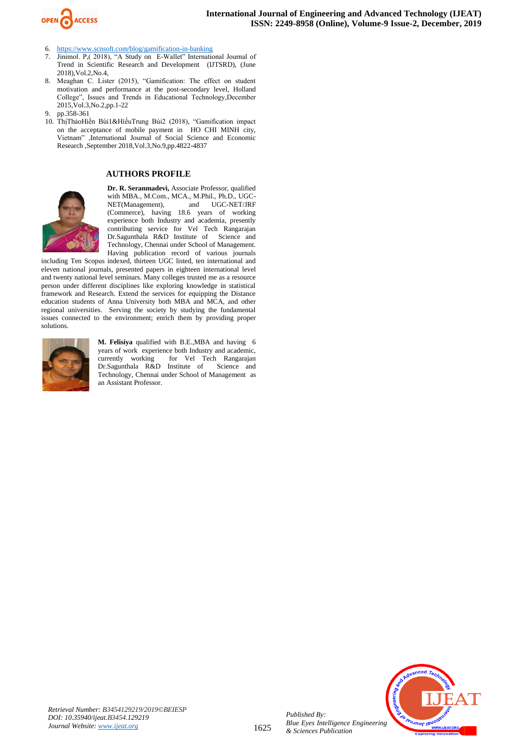6. https://www.scnsoft.com/blog/gamification-in-banking
7. Jinimol. P,( 2018), "A Study on E-Wallet" International Journal of Trend in Scientific Research and Development (IJTSRD), (June 2018),Vol.2,No.4,
8. Meaghan C. Lister (2015), "Gamification: The effect on student motivation and performance at the post-secondary level, Holland College", Issues and Trends in Educational Technology,December 2015,Vol.3,No.2,pp.1-22
9. pp.358-361
10. ThịThảoHiền Bùi1&HiếuTrung Bùi2 (2018), "Gamification impact on the acceptance of mobile payment in HO CHI MINH city, Vietnam" ,International Journal of Social Science and Economic Research ,September 2018,Vol.3,No.9,pp.4822-4837

## AUTHORS PROFILE

**Dr. R. Seranmadevi,** Associate Professor, qualified with MBA., M.Com., MCA., M.Phil., Ph.D., UGC-NET(Management), and UGC-NET/JRF (Commerce), having 18.6 years of working experience both Industry and academia, presently contributing service for Vel Tech Rangarajan Dr.Sagunthala R&D Institute of Science and Technology, Chennai under School of Management. Having publication record of various journals including Ten Scopus indexed, thirteen UGC listed, ten international and eleven national journals, presented papers in eighteen international level and twenty national level seminars. Many colleges trusted me as a resource person under different disciplines like exploring knowledge in statistical framework and Research. Extend the services for equipping the Distance education students of Anna University both MBA and MCA, and other regional universities. Serving the society by studying the fundamental issues connected to the environment; enrich them by providing proper solutions.

**M. Felisiya** qualified with B.E.,MBA and having 6 years of work experience both Industry and academic, currently working for Vel Tech Rangarajan Dr.Sagunthala R&D Institute of Science and Technology, Chennai under School of Management as an Assistant Professor.